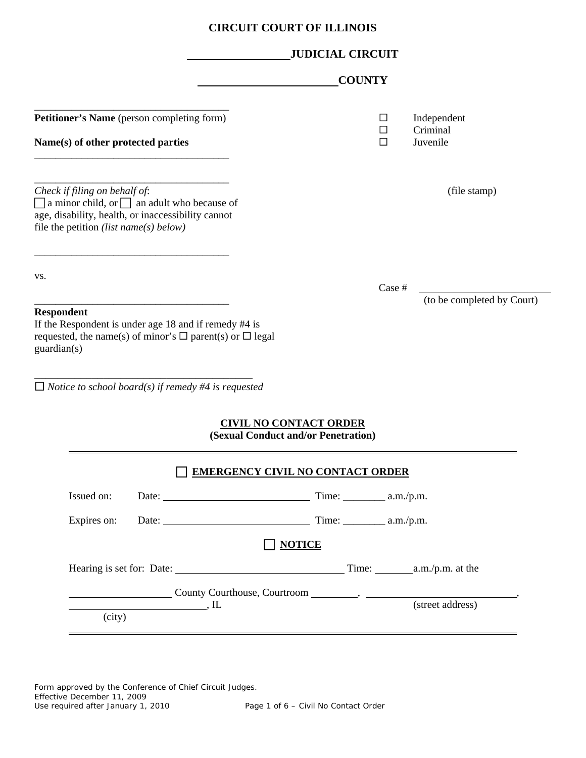# CIRCUIT COURT OF ILLINOIS

**\_\_\_\_\_\_\_\_\_\_\_\_\_\_\_\_\_\_ JUDICIAL CIRCUIT**

**\_\_\_\_\_\_\_\_\_\_\_\_\_\_\_\_\_\_\_\_\_\_\_\_\_ COUNTY**

\_\_\_\_\_\_\_\_\_\_\_\_\_\_\_\_\_\_\_\_\_\_\_\_\_\_\_\_\_\_\_\_\_\_\_\_\_
**Petitioner's Name** (person completing form)

**Name(s) of other protected parties**

\_\_\_\_\_\_\_\_\_\_\_\_\_\_\_\_\_\_\_\_\_\_\_\_\_\_\_\_\_\_\_\_\_\_\_\_\_

\_\_\_\_\_\_\_\_\_\_\_\_\_\_\_\_\_\_\_\_\_\_\_\_\_\_\_\_\_\_\_\_\_\_\_\_\_

☐ Independent
☐ Criminal
☐ Juvenile

*Check if filing on behalf of*:
☐ a minor child, or ☐ an adult who because of age, disability, health, or inaccessibility cannot file the petition *(list name(s) below)*

(file stamp)

\_\_\_\_\_\_\_\_\_\_\_\_\_\_\_\_\_\_\_\_\_\_\_\_\_\_\_\_\_\_\_\_\_\_\_\_\_

vs.

Case # \_\_\_\_\_\_\_\_\_\_\_\_\_\_\_\_\_\_\_\_\_\_\_\_
(to be completed by Court)

\_\_\_\_\_\_\_\_\_\_\_\_\_\_\_\_\_\_\_\_\_\_\_\_\_\_\_\_\_\_\_\_\_\_\_\_\_
**Respondent**
If the Respondent is under age 18 and if remedy #4 is requested, the name(s) of minor's ☐ parent(s) or ☐ legal guardian(s)

\_\_\_\_\_\_\_\_\_\_\_\_\_\_\_\_\_\_\_\_\_\_\_\_\_\_\_\_\_\_\_\_\_\_\_\_\_\_\_\_
☐ *Notice to school board(s) if remedy #4 is requested*

## CIVIL NO CONTACT ORDER
**(Sexual Conduct and/or Penetration)**

---

### ☐ EMERGENCY CIVIL NO CONTACT ORDER

Issued on: Date: \_\_\_\_\_\_\_\_\_\_\_\_\_\_\_\_\_\_\_\_\_\_\_\_\_\_\_\_ Time: \_\_\_\_\_\_\_\_ a.m./p.m.

Expires on: Date: \_\_\_\_\_\_\_\_\_\_\_\_\_\_\_\_\_\_\_\_\_\_\_\_\_\_\_\_ Time: \_\_\_\_\_\_\_\_ a.m./p.m.

### ☐ NOTICE

Hearing is set for: Date: \_\_\_\_\_\_\_\_\_\_\_\_\_\_\_\_\_\_\_\_\_\_\_\_\_\_\_\_\_\_\_\_ Time: \_\_\_\_\_\_\_ a.m./p.m. at the

\_\_\_\_\_\_\_\_\_\_\_\_\_\_\_\_\_\_\_\_ County Courthouse, Courtroom \_\_\_\_\_\_\_\_\_, \_\_\_\_\_\_\_\_\_\_\_\_\_\_\_\_\_\_\_\_\_\_\_\_\_\_\_\_\_ (street address),
\_\_\_\_\_\_\_\_\_\_\_\_\_\_\_\_\_\_\_\_\_\_\_\_\_\_\_ (city), IL

---

Form approved by the Conference of Chief Circuit Judges.
Effective December 11, 2009
Use required after January 1, 2010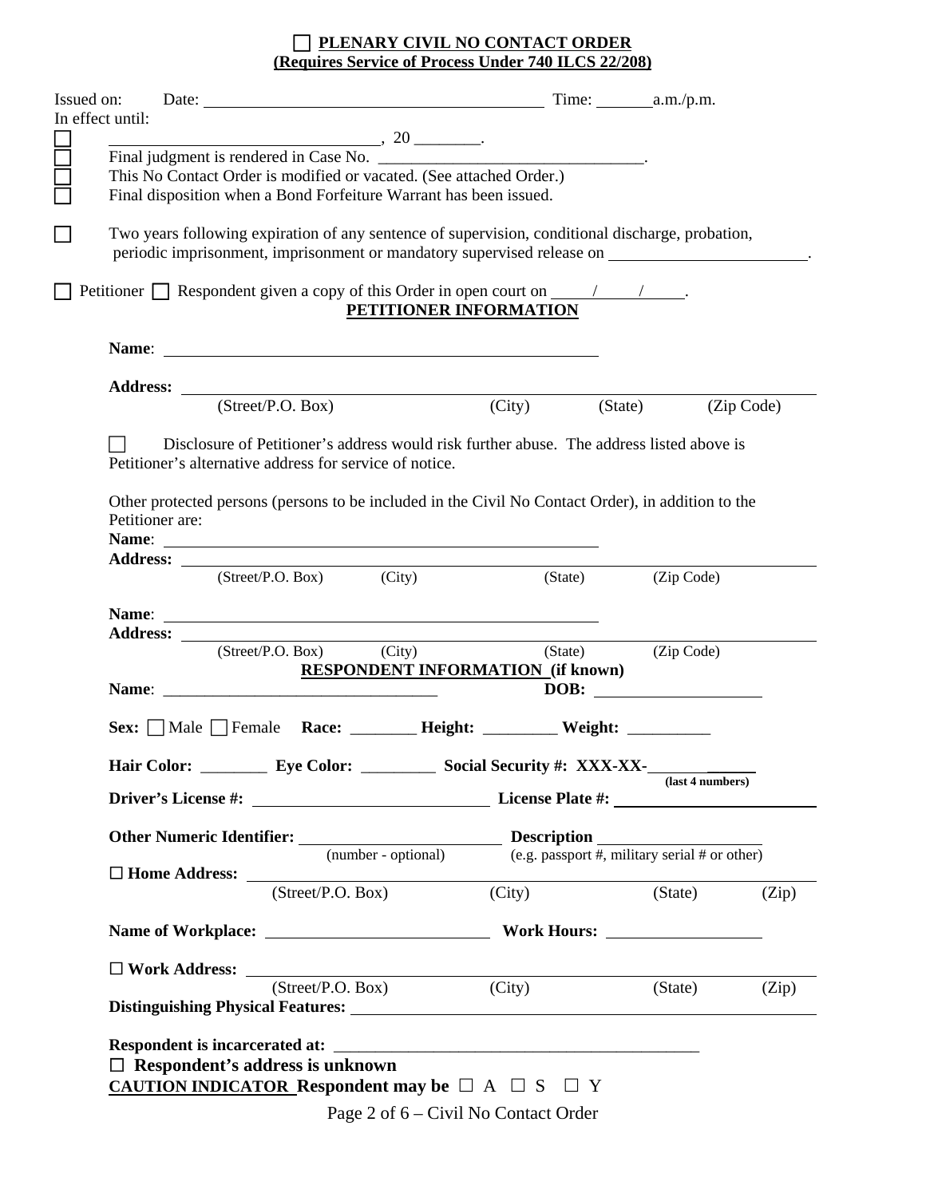☐ **PLENARY CIVIL NO CONTACT ORDER**
**(Requires Service of Process Under 740 ILCS 22/208)**

Issued on: Date: ________________________________ Time: _______ a.m./p.m.

In effect until:

☐ ________________________________, 20 ________.
☐ Final judgment is rendered in Case No. ________________________________.
☐ This No Contact Order is modified or vacated. (See attached Order.)
☐ Final disposition when a Bond Forfeiture Warrant has been issued.

☐ Two years following expiration of any sentence of supervision, conditional discharge, probation, periodic imprisonment, imprisonment or mandatory supervised release on ________________________.

☐ Petitioner ☐ Respondent given a copy of this Order in open court on _____/_____/_____.

**PETITIONER INFORMATION**

**Name**: ________________________________________________

**Address:** ________________________________________________
(Street/P.O. Box) (City) (State) (Zip Code)

☐ Disclosure of Petitioner's address would risk further abuse. The address listed above is Petitioner's alternative address for service of notice.

Other protected persons (persons to be included in the Civil No Contact Order), in addition to the Petitioner are:

**Name**: ________________________________________________
**Address:** ________________________________________________
(Street/P.O. Box) (City) (State) (Zip Code)

**Name**: ________________________________________________
**Address:** ________________________________________________
(Street/P.O. Box) (City) (State) (Zip Code)

**RESPONDENT INFORMATION (if known)**

**Name**: ________________________________ **DOB:** ____________________

**Sex:** ☐ Male ☐ Female **Race:** ________ **Height:** _________ **Weight:** __________

**Hair Color:** ________ **Eye Color:** _________ **Social Security #: XXX-XX-**______
(last 4 numbers)

**Driver's License #:** ____________________________ **License Plate #:** ________________________

**Other Numeric Identifier:** ________________________ **Description** ____________________
(number - optional) (e.g. passport #, military serial # or other)

☐ **Home Address:** ________________________________________________
(Street/P.O. Box) (City) (State) (Zip)

**Name of Workplace:** ____________________________ **Work Hours:** __________________

☐ **Work Address:** ________________________________________________
(Street/P.O. Box) (City) (State) (Zip)

**Distinguishing Physical Features:** ________________________________________________

**Respondent is incarcerated at:** ____________________________________________

☐ **Respondent's address is unknown**

**CAUTION INDICATOR Respondent may be** ☐ A ☐ S ☐ Y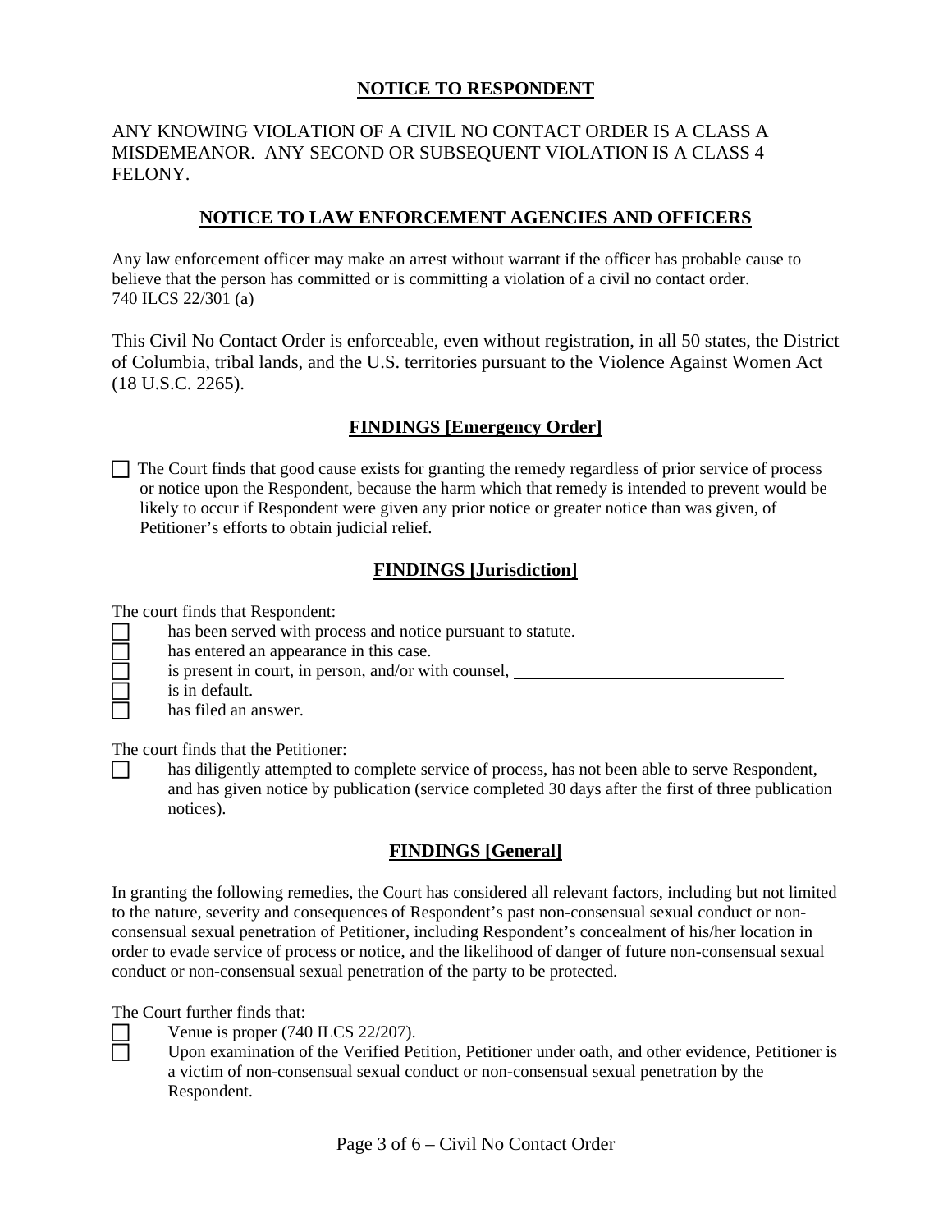## **NOTICE TO RESPONDENT**

ANY KNOWING VIOLATION OF A CIVIL NO CONTACT ORDER IS A CLASS A MISDEMEANOR. ANY SECOND OR SUBSEQUENT VIOLATION IS A CLASS 4 FELONY.

## **NOTICE TO LAW ENFORCEMENT AGENCIES AND OFFICERS**

Any law enforcement officer may make an arrest without warrant if the officer has probable cause to believe that the person has committed or is committing a violation of a civil no contact order.
740 ILCS 22/301 (a)

This Civil No Contact Order is enforceable, even without registration, in all 50 states, the District of Columbia, tribal lands, and the U.S. territories pursuant to the Violence Against Women Act (18 U.S.C. 2265).

## **FINDINGS [Emergency Order]**

☐ The Court finds that good cause exists for granting the remedy regardless of prior service of process or notice upon the Respondent, because the harm which that remedy is intended to prevent would be likely to occur if Respondent were given any prior notice or greater notice than was given, of Petitioner's efforts to obtain judicial relief.

## **FINDINGS [Jurisdiction]**

The court finds that Respondent:

☐ has been served with process and notice pursuant to statute.
☐ has entered an appearance in this case.
☐ is present in court, in person, and/or with counsel, ______________________________
☐ is in default.
☐ has filed an answer.

The court finds that the Petitioner:

☐ has diligently attempted to complete service of process, has not been able to serve Respondent, and has given notice by publication (service completed 30 days after the first of three publication notices).

## **FINDINGS [General]**

In granting the following remedies, the Court has considered all relevant factors, including but not limited to the nature, severity and consequences of Respondent's past non-consensual sexual conduct or non-consensual sexual penetration of Petitioner, including Respondent's concealment of his/her location in order to evade service of process or notice, and the likelihood of danger of future non-consensual sexual conduct or non-consensual sexual penetration of the party to be protected.

The Court further finds that:

☐ Venue is proper (740 ILCS 22/207).
☐ Upon examination of the Verified Petition, Petitioner under oath, and other evidence, Petitioner is a victim of non-consensual sexual conduct or non-consensual sexual penetration by the Respondent.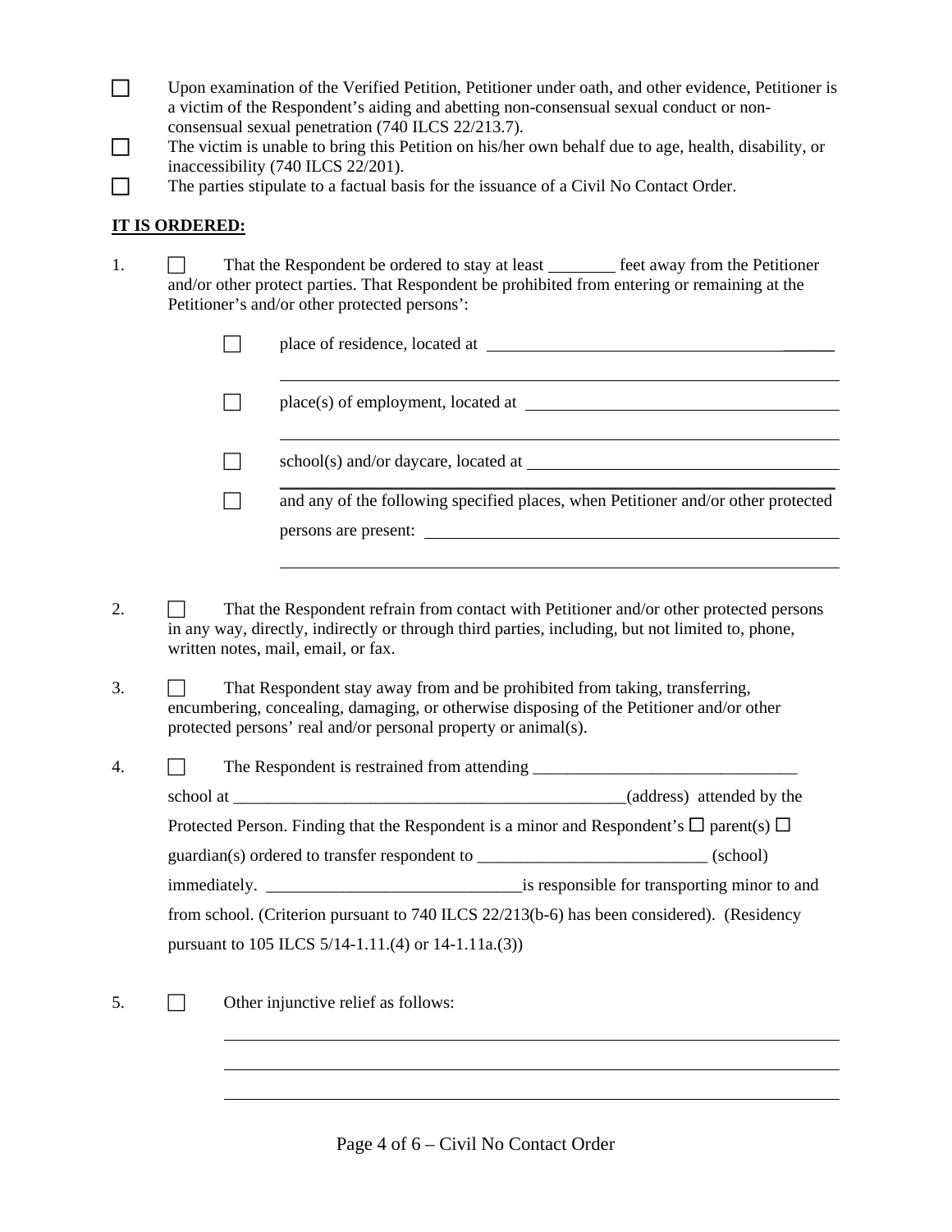☐ Upon examination of the Verified Petition, Petitioner under oath, and other evidence, Petitioner is a victim of the Respondent's aiding and abetting non-consensual sexual conduct or non-consensual sexual penetration (740 ILCS 22/213.7).

☐ The victim is unable to bring this Petition on his/her own behalf due to age, health, disability, or inaccessibility (740 ILCS 22/201).

☐ The parties stipulate to a factual basis for the issuance of a Civil No Contact Order.

**IT IS ORDERED:**

1. ☐ That the Respondent be ordered to stay at least ________ feet away from the Petitioner and/or other protect parties. That Respondent be prohibited from entering or remaining at the Petitioner's and/or other protected persons':

   ☐ place of residence, located at ____________________________________________

   ______________________________________________________________________

   ☐ place(s) of employment, located at ________________________________________

   ______________________________________________________________________

   ☐ school(s) and/or daycare, located at _______________________________________

   ______________________________________________________________________

   ☐ and any of the following specified places, when Petitioner and/or other protected persons are present: ____________________________________________________

   ______________________________________________________________________

2. ☐ That the Respondent refrain from contact with Petitioner and/or other protected persons in any way, directly, indirectly or through third parties, including, but not limited to, phone, written notes, mail, email, or fax.

3. ☐ That Respondent stay away from and be prohibited from taking, transferring, encumbering, concealing, damaging, or otherwise disposing of the Petitioner and/or other protected persons' real and/or personal property or animal(s).

4. ☐ The Respondent is restrained from attending _______________________________ school at _______________________________________________(address) attended by the Protected Person. Finding that the Respondent is a minor and Respondent's ☐ parent(s) ☐ guardian(s) ordered to transfer respondent to __________________________ (school) immediately. _____________________________is responsible for transporting minor to and from school. (Criterion pursuant to 740 ILCS 22/213(b-6) has been considered). (Residency pursuant to 105 ILCS 5/14-1.11.(4) or 14-1.11a.(3))

5. ☐ Other injunctive relief as follows:

   ______________________________________________________________________

   ______________________________________________________________________

   ______________________________________________________________________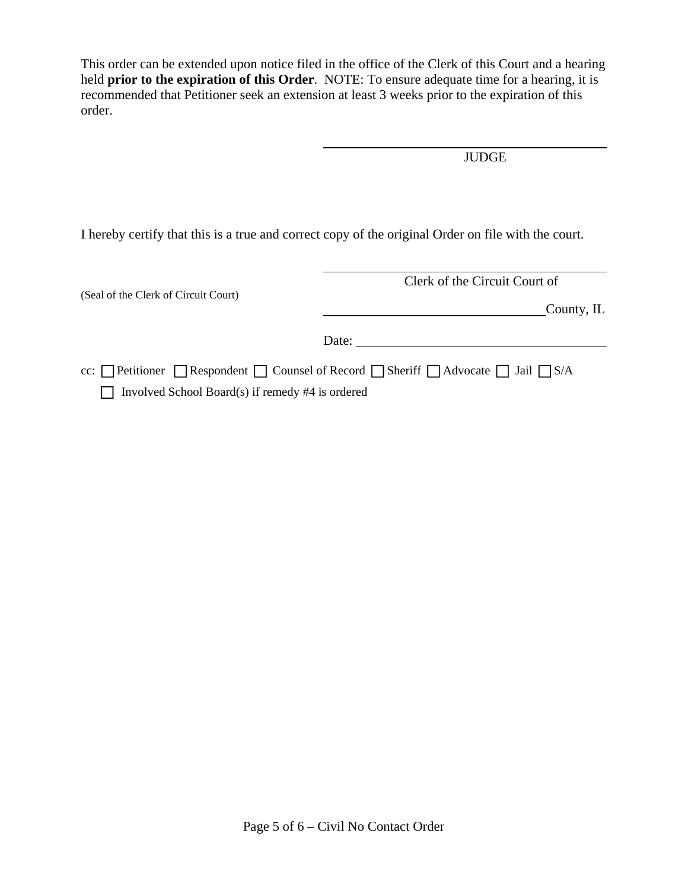This order can be extended upon notice filed in the office of the Clerk of this Court and a hearing held **prior to the expiration of this Order**. NOTE: To ensure adequate time for a hearing, it is recommended that Petitioner seek an extension at least 3 weeks prior to the expiration of this order.

\_\_\_\_\_\_\_\_\_\_\_\_\_\_\_\_\_\_\_\_\_\_\_\_\_\_\_\_\_\_\_\_\_\_\_\_\_\_\_\_
JUDGE

I hereby certify that this is a true and correct copy of the original Order on file with the court.

\_\_\_\_\_\_\_\_\_\_\_\_\_\_\_\_\_\_\_\_\_\_\_\_\_\_\_\_\_\_\_\_\_\_\_\_\_\_\_\_
Clerk of the Circuit Court of

(Seal of the Clerk of Circuit Court)

\_\_\_\_\_\_\_\_\_\_\_\_\_\_\_\_\_\_\_\_\_\_\_\_\_\_\_\_\_\_\_\_County, IL

Date: \_\_\_\_\_\_\_\_\_\_\_\_\_\_\_\_\_\_\_\_\_\_\_\_\_\_\_\_\_\_\_\_

cc: ☐ Petitioner ☐ Respondent ☐ Counsel of Record ☐ Sheriff ☐ Advocate ☐ Jail ☐ S/A

☐ Involved School Board(s) if remedy #4 is ordered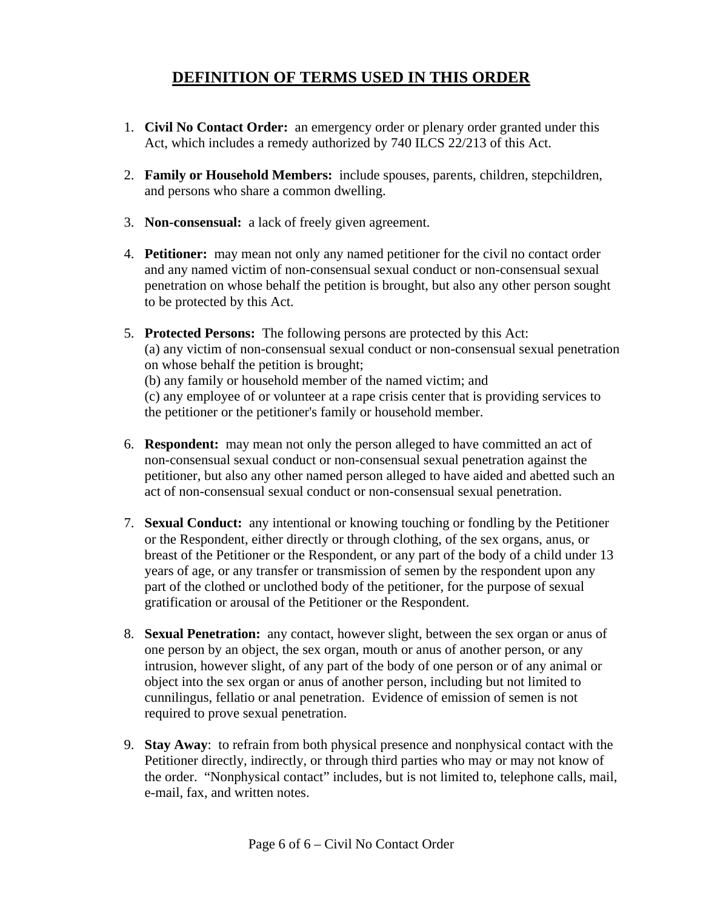# DEFINITION OF TERMS USED IN THIS ORDER

1. **Civil No Contact Order:** an emergency order or plenary order granted under this Act, which includes a remedy authorized by 740 ILCS 22/213 of this Act.

2. **Family or Household Members:** include spouses, parents, children, stepchildren, and persons who share a common dwelling.

3. **Non-consensual:** a lack of freely given agreement.

4. **Petitioner:** may mean not only any named petitioner for the civil no contact order and any named victim of non-consensual sexual conduct or non-consensual sexual penetration on whose behalf the petition is brought, but also any other person sought to be protected by this Act.

5. **Protected Persons:** The following persons are protected by this Act:
   (a) any victim of non-consensual sexual conduct or non-consensual sexual penetration on whose behalf the petition is brought;
   (b) any family or household member of the named victim; and
   (c) any employee of or volunteer at a rape crisis center that is providing services to the petitioner or the petitioner's family or household member.

6. **Respondent:** may mean not only the person alleged to have committed an act of non-consensual sexual conduct or non-consensual sexual penetration against the petitioner, but also any other named person alleged to have aided and abetted such an act of non-consensual sexual conduct or non-consensual sexual penetration.

7. **Sexual Conduct:** any intentional or knowing touching or fondling by the Petitioner or the Respondent, either directly or through clothing, of the sex organs, anus, or breast of the Petitioner or the Respondent, or any part of the body of a child under 13 years of age, or any transfer or transmission of semen by the respondent upon any part of the clothed or unclothed body of the petitioner, for the purpose of sexual gratification or arousal of the Petitioner or the Respondent.

8. **Sexual Penetration:** any contact, however slight, between the sex organ or anus of one person by an object, the sex organ, mouth or anus of another person, or any intrusion, however slight, of any part of the body of one person or of any animal or object into the sex organ or anus of another person, including but not limited to cunnilingus, fellatio or anal penetration. Evidence of emission of semen is not required to prove sexual penetration.

9. **Stay Away**: to refrain from both physical presence and nonphysical contact with the Petitioner directly, indirectly, or through third parties who may or may not know of the order. "Nonphysical contact" includes, but is not limited to, telephone calls, mail, e-mail, fax, and written notes.